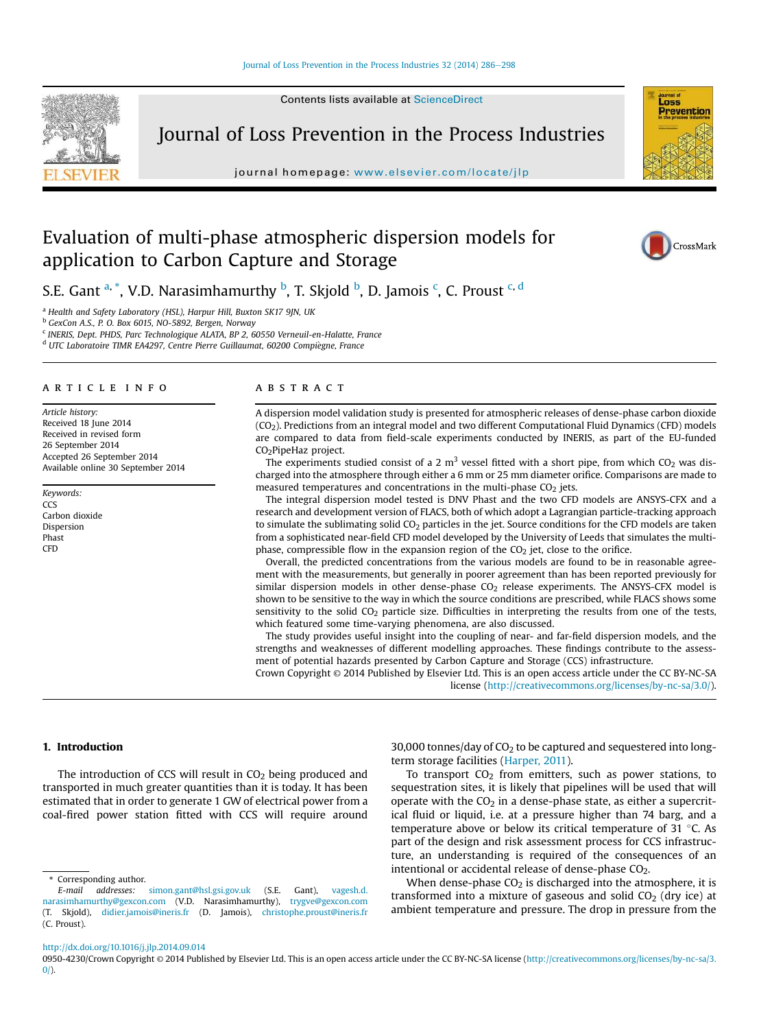# Evaluation of multi-phase atmospheric dispersion models for application to Carbon Capture and Storage

S.E. Gant [a,*], V.D. Narasimhamurthy [b], T. Skjold [b], D. Jamois [c], C. Proust [c,d]

[a] Health and Safety Laboratory (HSL), Harpur Hill, Buxton SK17 9JN, UK
[b] GexCon A.S., P. O. Box 6015, NO-5892, Bergen, Norway
[c] INERIS, Dept. PHDS, Parc Technologique ALATA, BP 2, 60550 Verneuil-en-Halatte, France
[d] UTC Laboratoire TIMR EA4297, Centre Pierre Guillaumat, 60200 Compiègne, France

## ARTICLE INFO

*Article history:*
Received 18 June 2014
Received in revised form
26 September 2014
Accepted 26 September 2014
Available online 30 September 2014

*Keywords:*
CCS
Carbon dioxide
Dispersion
Phast
CFD

## ABSTRACT

A dispersion model validation study is presented for atmospheric releases of dense-phase carbon dioxide ($CO_2$). Predictions from an integral model and two different Computational Fluid Dynamics (CFD) models are compared to data from field-scale experiments conducted by INERIS, as part of the EU-funded $CO_2$PipeHaz project.

The experiments studied consist of a 2 $m^3$ vessel fitted with a short pipe, from which $CO_2$ was discharged into the atmosphere through either a 6 mm or 25 mm diameter orifice. Comparisons are made to measured temperatures and concentrations in the multi-phase $CO_2$ jets.

The integral dispersion model tested is DNV Phast and the two CFD models are ANSYS-CFX and a research and development version of FLACS, both of which adopt a Lagrangian particle-tracking approach to simulate the sublimating solid $CO_2$ particles in the jet. Source conditions for the CFD models are taken from a sophisticated near-field CFD model developed by the University of Leeds that simulates the multi-phase, compressible flow in the expansion region of the $CO_2$ jet, close to the orifice.

Overall, the predicted concentrations from the various models are found to be in reasonable agreement with the measurements, but generally in poorer agreement than has been reported previously for similar dispersion models in other dense-phase $CO_2$ release experiments. The ANSYS-CFX model is shown to be sensitive to the way in which the source conditions are prescribed, while FLACS shows some sensitivity to the solid $CO_2$ particle size. Difficulties in interpreting the results from one of the tests, which featured some time-varying phenomena, are also discussed.

The study provides useful insight into the coupling of near- and far-field dispersion models, and the strengths and weaknesses of different modelling approaches. These findings contribute to the assessment of potential hazards presented by Carbon Capture and Storage (CCS) infrastructure.

Crown Copyright © 2014 Published by Elsevier Ltd. This is an open access article under the CC BY-NC-SA license (http://creativecommons.org/licenses/by-nc-sa/3.0/).

## 1. Introduction

The introduction of CCS will result in $CO_2$ being produced and transported in much greater quantities than it is today. It has been estimated that in order to generate 1 GW of electrical power from a coal-fired power station fitted with CCS will require around 30,000 tonnes/day of $CO_2$ to be captured and sequestered into long-term storage facilities (Harper, 2011).

To transport $CO_2$ from emitters, such as power stations, to sequestration sites, it is likely that pipelines will be used that will operate with the $CO_2$ in a dense-phase state, as either a supercritical fluid or liquid, i.e. at a pressure higher than 74 barg, and a temperature above or below its critical temperature of 31 °C. As part of the design and risk assessment process for CCS infrastructure, an understanding is required of the consequences of an intentional or accidental release of dense-phase $CO_2$.

When dense-phase $CO_2$ is discharged into the atmosphere, it is transformed into a mixture of gaseous and solid $CO_2$ (dry ice) at ambient temperature and pressure. The drop in pressure from the

\* Corresponding author.
*E-mail addresses:* simon.gant@hsl.gsi.gov.uk (S.E. Gant), vagesh.d.narasimhamurthy@gexcon.com (V.D. Narasimhamurthy), trygve@gexcon.com (T. Skjold), didier.jamois@ineris.fr (D. Jamois), christophe.proust@ineris.fr (C. Proust).

http://dx.doi.org/10.1016/j.jlp.2014.09.014
0950-4230/Crown Copyright © 2014 Published by Elsevier Ltd. This is an open access article under the CC BY-NC-SA license (http://creativecommons.org/licenses/by-nc-sa/3.0/).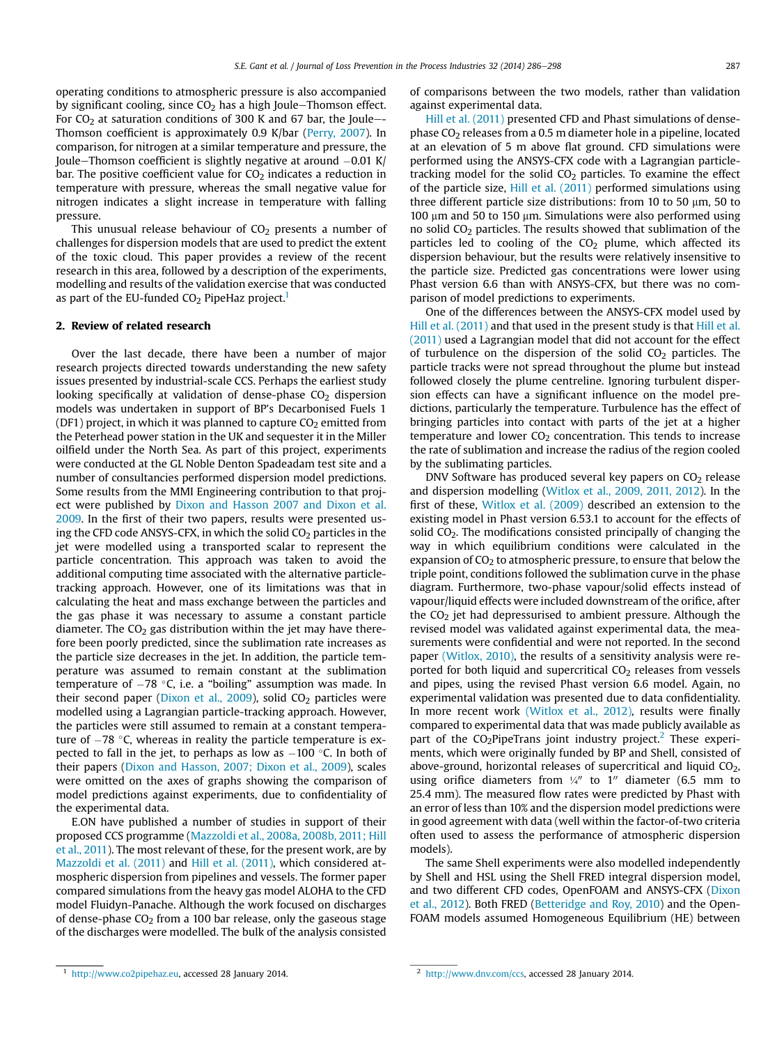operating conditions to atmospheric pressure is also accompanied by significant cooling, since $CO_2$ has a high Joule–Thomson effect. For $CO_2$ at saturation conditions of 300 K and 67 bar, the Joule–-Thomson coefficient is approximately 0.9 K/bar (Perry, 2007). In comparison, for nitrogen at a similar temperature and pressure, the Joule–Thomson coefficient is slightly negative at around −0.01 K/bar. The positive coefficient value for $CO_2$ indicates a reduction in temperature with pressure, whereas the small negative value for nitrogen indicates a slight increase in temperature with falling pressure.

This unusual release behaviour of $CO_2$ presents a number of challenges for dispersion models that are used to predict the extent of the toxic cloud. This paper provides a review of the recent research in this area, followed by a description of the experiments, modelling and results of the validation exercise that was conducted as part of the EU-funded $CO_2$ PipeHaz project.[1]

## 2. Review of related research

Over the last decade, there have been a number of major research projects directed towards understanding the new safety issues presented by industrial-scale CCS. Perhaps the earliest study looking specifically at validation of dense-phase $CO_2$ dispersion models was undertaken in support of BP's Decarbonised Fuels 1 (DF1) project, in which it was planned to capture $CO_2$ emitted from the Peterhead power station in the UK and sequester it in the Miller oilfield under the North Sea. As part of this project, experiments were conducted at the GL Noble Denton Spadeadam test site and a number of consultancies performed dispersion model predictions. Some results from the MMI Engineering contribution to that project were published by Dixon and Hasson 2007 and Dixon et al. 2009. In the first of their two papers, results were presented using the CFD code ANSYS-CFX, in which the solid $CO_2$ particles in the jet were modelled using a transported scalar to represent the particle concentration. This approach was taken to avoid the additional computing time associated with the alternative particle-tracking approach. However, one of its limitations was that in calculating the heat and mass exchange between the particles and the gas phase it was necessary to assume a constant particle diameter. The $CO_2$ gas distribution within the jet may have therefore been poorly predicted, since the sublimation rate increases as the particle size decreases in the jet. In addition, the particle temperature was assumed to remain constant at the sublimation temperature of −78 °C, i.e. a "boiling" assumption was made. In their second paper (Dixon et al., 2009), solid $CO_2$ particles were modelled using a Lagrangian particle-tracking approach. However, the particles were still assumed to remain at a constant temperature of −78 °C, whereas in reality the particle temperature is expected to fall in the jet, to perhaps as low as −100 °C. In both of their papers (Dixon and Hasson, 2007; Dixon et al., 2009), scales were omitted on the axes of graphs showing the comparison of model predictions against experiments, due to confidentiality of the experimental data.

E.ON have published a number of studies in support of their proposed CCS programme (Mazzoldi et al., 2008a, 2008b, 2011; Hill et al., 2011). The most relevant of these, for the present work, are by Mazzoldi et al. (2011) and Hill et al. (2011), which considered atmospheric dispersion from pipelines and vessels. The former paper compared simulations from the heavy gas model ALOHA to the CFD model Fluidyn-Panache. Although the work focused on discharges of dense-phase $CO_2$ from a 100 bar release, only the gaseous stage of the discharges were modelled. The bulk of the analysis consisted of comparisons between the two models, rather than validation against experimental data.

Hill et al. (2011) presented CFD and Phast simulations of dense-phase $CO_2$ releases from a 0.5 m diameter hole in a pipeline, located at an elevation of 5 m above flat ground. CFD simulations were performed using the ANSYS-CFX code with a Lagrangian particle-tracking model for the solid $CO_2$ particles. To examine the effect of the particle size, Hill et al. (2011) performed simulations using three different particle size distributions: from 10 to 50 μm, 50 to 100 μm and 50 to 150 μm. Simulations were also performed using no solid $CO_2$ particles. The results showed that sublimation of the particles led to cooling of the $CO_2$ plume, which affected its dispersion behaviour, but the results were relatively insensitive to the particle size. Predicted gas concentrations were lower using Phast version 6.6 than with ANSYS-CFX, but there was no comparison of model predictions to experiments.

One of the differences between the ANSYS-CFX model used by Hill et al. (2011) and that used in the present study is that Hill et al. (2011) used a Lagrangian model that did not account for the effect of turbulence on the dispersion of the solid $CO_2$ particles. The particle tracks were not spread throughout the plume but instead followed closely the plume centreline. Ignoring turbulent dispersion effects can have a significant influence on the model predictions, particularly the temperature. Turbulence has the effect of bringing particles into contact with parts of the jet at a higher temperature and lower $CO_2$ concentration. This tends to increase the rate of sublimation and increase the radius of the region cooled by the sublimating particles.

DNV Software has produced several key papers on $CO_2$ release and dispersion modelling (Witlox et al., 2009, 2011, 2012). In the first of these, Witlox et al. (2009) described an extension to the existing model in Phast version 6.53.1 to account for the effects of solid $CO_2$. The modifications consisted principally of changing the way in which equilibrium conditions were calculated in the expansion of $CO_2$ to atmospheric pressure, to ensure that below the triple point, conditions followed the sublimation curve in the phase diagram. Furthermore, two-phase vapour/solid effects instead of vapour/liquid effects were included downstream of the orifice, after the $CO_2$ jet had depressurised to ambient pressure. Although the revised model was validated against experimental data, the measurements were confidential and were not reported. In the second paper (Witlox, 2010), the results of a sensitivity analysis were reported for both liquid and supercritical $CO_2$ releases from vessels and pipes, using the revised Phast version 6.6 model. Again, no experimental validation was presented due to data confidentiality. In more recent work (Witlox et al., 2012), results were finally compared to experimental data that was made publicly available as part of the $CO_2$PipeTrans joint industry project.[2] These experiments, which were originally funded by BP and Shell, consisted of above-ground, horizontal releases of supercritical and liquid $CO_2$, using orifice diameters from ¼″ to 1″ diameter (6.5 mm to 25.4 mm). The measured flow rates were predicted by Phast with an error of less than 10% and the dispersion model predictions were in good agreement with data (well within the factor-of-two criteria often used to assess the performance of atmospheric dispersion models).

The same Shell experiments were also modelled independently by Shell and HSL using the Shell FRED integral dispersion model, and two different CFD codes, OpenFOAM and ANSYS-CFX (Dixon et al., 2012). Both FRED (Betteridge and Roy, 2010) and the OpenFOAM models assumed Homogeneous Equilibrium (HE) between

[1] http://www.co2pipehaz.eu, accessed 28 January 2014.

[2] http://www.dnv.com/ccs, accessed 28 January 2014.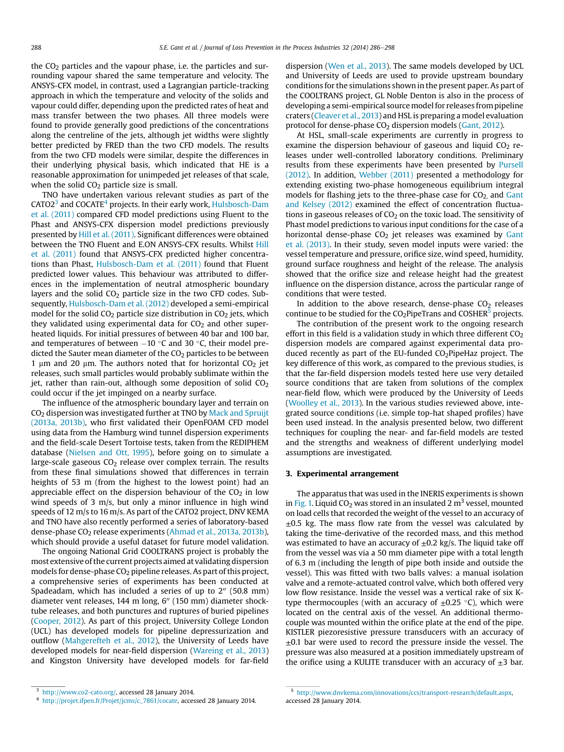the $CO_2$ particles and the vapour phase, i.e. the particles and surrounding vapour shared the same temperature and velocity. The ANSYS-CFX model, in contrast, used a Lagrangian particle-tracking approach in which the temperature and velocity of the solids and vapour could differ, depending upon the predicted rates of heat and mass transfer between the two phases. All three models were found to provide generally good predictions of the concentrations along the centreline of the jets, although jet widths were slightly better predicted by FRED than the two CFD models. The results from the two CFD models were similar, despite the differences in their underlying physical basis, which indicated that HE is a reasonable approximation for unimpeded jet releases of that scale, when the solid $CO_2$ particle size is small.

TNO have undertaken various relevant studies as part of the CATO2[3] and COCATE[4] projects. In their early work, Hulsbosch-Dam et al. (2011) compared CFD model predictions using Fluent to the Phast and ANSYS-CFX dispersion model predictions previously presented by Hill et al. (2011). Significant differences were obtained between the TNO Fluent and E.ON ANSYS-CFX results. Whilst Hill et al. (2011) found that ANSYS-CFX predicted higher concentrations than Phast, Hulsbosch-Dam et al. (2011) found that Fluent predicted lower values. This behaviour was attributed to differences in the implementation of neutral atmospheric boundary layers and the solid $CO_2$ particle size in the two CFD codes. Subsequently, Hulsbosch-Dam et al. (2012) developed a semi-empirical model for the solid $CO_2$ particle size distribution in $CO_2$ jets, which they validated using experimental data for $CO_2$ and other superheated liquids. For initial pressures of between 40 bar and 100 bar, and temperatures of between −10 °C and 30 °C, their model predicted the Sauter mean diameter of the $CO_2$ particles to be between 1 μm and 20 μm. The authors noted that for horizontal $CO_2$ jet releases, such small particles would probably sublimate within the jet, rather than rain-out, although some deposition of solid $CO_2$ could occur if the jet impinged on a nearby surface.

The influence of the atmospheric boundary layer and terrain on $CO_2$ dispersion was investigated further at TNO by Mack and Spruijt (2013a, 2013b), who first validated their OpenFOAM CFD model using data from the Hamburg wind tunnel dispersion experiments and the field-scale Desert Tortoise tests, taken from the REDIPHEM database (Nielsen and Ott, 1995), before going on to simulate a large-scale gaseous $CO_2$ release over complex terrain. The results from these final simulations showed that differences in terrain heights of 53 m (from the highest to the lowest point) had an appreciable effect on the dispersion behaviour of the $CO_2$ in low wind speeds of 3 m/s, but only a minor influence in high wind speeds of 12 m/s to 16 m/s. As part of the CATO2 project, DNV KEMA and TNO have also recently performed a series of laboratory-based dense-phase $CO_2$ release experiments (Ahmad et al., 2013a, 2013b), which should provide a useful dataset for future model validation.

The ongoing National Grid COOLTRANS project is probably the most extensive of the current projects aimed at validating dispersion models for dense-phase $CO_2$ pipeline releases. As part of this project, a comprehensive series of experiments has been conducted at Spadeadam, which has included a series of up to 2″ (50.8 mm) diameter vent releases, 144 m long, 6″ (150 mm) diameter shock-tube releases, and both punctures and ruptures of buried pipelines (Cooper, 2012). As part of this project, University College London (UCL) has developed models for pipeline depressurization and outflow (Mahgerefteh et al., 2012), the University of Leeds have developed models for near-field dispersion (Wareing et al., 2013) and Kingston University have developed models for far-field dispersion (Wen et al., 2013). The same models developed by UCL and University of Leeds are used to provide upstream boundary conditions for the simulations shown in the present paper. As part of the COOLTRANS project, GL Noble Denton is also in the process of developing a semi-empirical source model for releases from pipeline craters (Cleaver et al., 2013) and HSL is preparing a model evaluation protocol for dense-phase $CO_2$ dispersion models (Gant, 2012).

At HSL, small-scale experiments are currently in progress to examine the dispersion behaviour of gaseous and liquid $CO_2$ releases under well-controlled laboratory conditions. Preliminary results from these experiments have been presented by Pursell (2012). In addition, Webber (2011) presented a methodology for extending existing two-phase homogeneous equilibrium integral models for flashing jets to the three-phase case for $CO_2$, and Gant and Kelsey (2012) examined the effect of concentration fluctuations in gaseous releases of $CO_2$ on the toxic load. The sensitivity of Phast model predictions to various input conditions for the case of a horizontal dense-phase $CO_2$ jet releases was examined by Gant et al. (2013). In their study, seven model inputs were varied: the vessel temperature and pressure, orifice size, wind speed, humidity, ground surface roughness and height of the release. The analysis showed that the orifice size and release height had the greatest influence on the dispersion distance, across the particular range of conditions that were tested.

In addition to the above research, dense-phase $CO_2$ releases continue to be studied for the $CO_2$PipeTrans and COSHER[5] projects.

The contribution of the present work to the ongoing research effort in this field is a validation study in which three different $CO_2$ dispersion models are compared against experimental data produced recently as part of the EU-funded $CO_2$PipeHaz project. The key difference of this work, as compared to the previous studies, is that the far-field dispersion models tested here use very detailed source conditions that are taken from solutions of the complex near-field flow, which were produced by the University of Leeds (Woolley et al., 2013). In the various studies reviewed above, integrated source conditions (i.e. simple top-hat shaped profiles) have been used instead. In the analysis presented below, two different techniques for coupling the near- and far-field models are tested and the strengths and weakness of different underlying model assumptions are investigated.

## 3. Experimental arrangement

The apparatus that was used in the INERIS experiments is shown in Fig. 1. Liquid $CO_2$ was stored in an insulated 2 m$^3$ vessel, mounted on load cells that recorded the weight of the vessel to an accuracy of ±0.5 kg. The mass flow rate from the vessel was calculated by taking the time-derivative of the recorded mass, and this method was estimated to have an accuracy of ±0.2 kg/s. The liquid take off from the vessel was via a 50 mm diameter pipe with a total length of 6.3 m (including the length of pipe both inside and outside the vessel). This was fitted with two balls valves: a manual isolation valve and a remote-actuated control valve, which both offered very low flow resistance. Inside the vessel was a vertical rake of six K-type thermocouples (with an accuracy of ±0.25 °C), which were located on the central axis of the vessel. An additional thermocouple was mounted within the orifice plate at the end of the pipe. KISTLER piezoresistive pressure transducers with an accuracy of ±0.1 bar were used to record the pressure inside the vessel. The pressure was also measured at a position immediately upstream of the orifice using a KULITE transducer with an accuracy of ±3 bar.

[3] http://www.co2-cato.org/, accessed 28 January 2014.

[4] http://projet.ifpen.fr/Projet/jcms/c_7861/cocate, accessed 28 January 2014.

[5] http://www.dnvkema.com/innovations/ccs/transport-research/default.aspx, accessed 28 January 2014.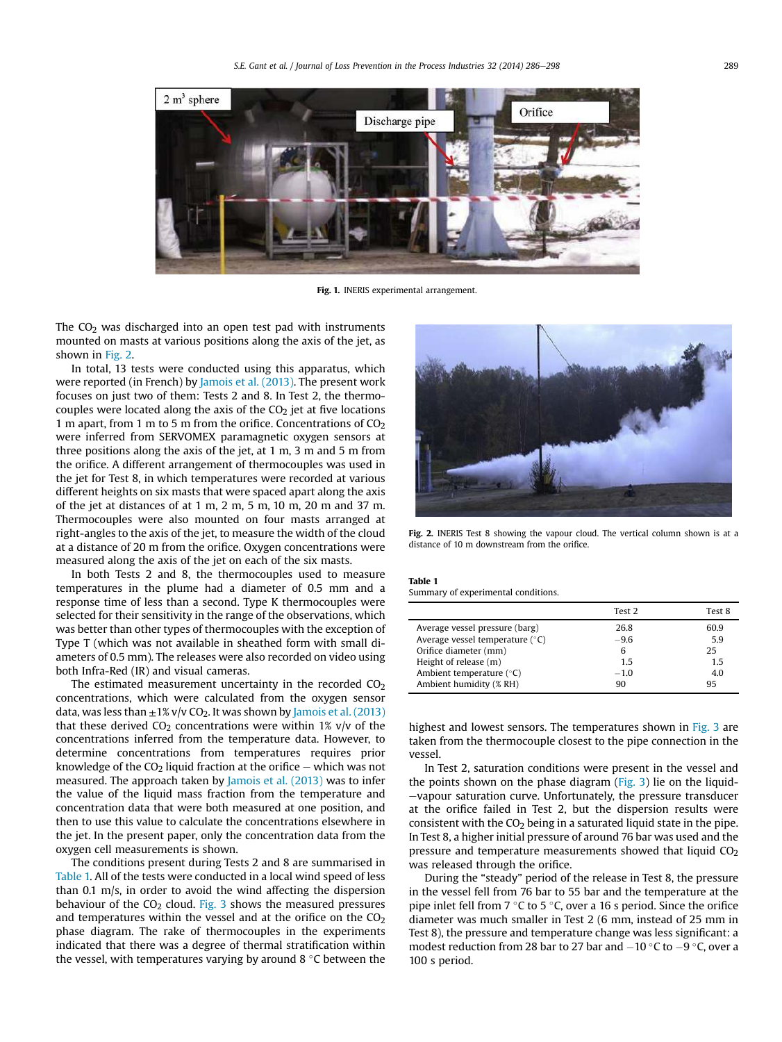Fig. 1. INERIS experimental arrangement.

The $CO_2$ was discharged into an open test pad with instruments mounted on masts at various positions along the axis of the jet, as shown in Fig. 2.

In total, 13 tests were conducted using this apparatus, which were reported (in French) by Jamois et al. (2013). The present work focuses on just two of them: Tests 2 and 8. In Test 2, the thermocouples were located along the axis of the $CO_2$ jet at five locations 1 m apart, from 1 m to 5 m from the orifice. Concentrations of $CO_2$ were inferred from SERVOMEX paramagnetic oxygen sensors at three positions along the axis of the jet, at 1 m, 3 m and 5 m from the orifice. A different arrangement of thermocouples was used in the jet for Test 8, in which temperatures were recorded at various different heights on six masts that were spaced apart along the axis of the jet at distances of at 1 m, 2 m, 5 m, 10 m, 20 m and 37 m. Thermocouples were also mounted on four masts arranged at right-angles to the axis of the jet, to measure the width of the cloud at a distance of 20 m from the orifice. Oxygen concentrations were measured along the axis of the jet on each of the six masts.

In both Tests 2 and 8, the thermocouples used to measure temperatures in the plume had a diameter of 0.5 mm and a response time of less than a second. Type K thermocouples were selected for their sensitivity in the range of the observations, which was better than other types of thermocouples with the exception of Type T (which was not available in sheathed form with small diameters of 0.5 mm). The releases were also recorded on video using both Infra-Red (IR) and visual cameras.

The estimated measurement uncertainty in the recorded $CO_2$ concentrations, which were calculated from the oxygen sensor data, was less than $\pm 1\%$ v/v $CO_2$. It was shown by Jamois et al. (2013) that these derived $CO_2$ concentrations were within 1% v/v of the concentrations inferred from the temperature data. However, to determine concentrations from temperatures requires prior knowledge of the $CO_2$ liquid fraction at the orifice – which was not measured. The approach taken by Jamois et al. (2013) was to infer the value of the liquid mass fraction from the temperature and concentration data that were both measured at one position, and then to use this value to calculate the concentrations elsewhere in the jet. In the present paper, only the concentration data from the oxygen cell measurements is shown.

The conditions present during Tests 2 and 8 are summarised in Table 1. All of the tests were conducted in a local wind speed of less than 0.1 m/s, in order to avoid the wind affecting the dispersion behaviour of the $CO_2$ cloud. Fig. 3 shows the measured pressures and temperatures within the vessel and at the orifice on the $CO_2$ phase diagram. The rake of thermocouples in the experiments indicated that there was a degree of thermal stratification within the vessel, with temperatures varying by around 8 °C between the highest and lowest sensors. The temperatures shown in Fig. 3 are taken from the thermocouple closest to the pipe connection in the vessel.

Fig. 2. INERIS Test 8 showing the vapour cloud. The vertical column shown is at a distance of 10 m downstream from the orifice.

**Table 1**
Summary of experimental conditions.

| | Test 2 | Test 8 |
|---|---|---|
| Average vessel pressure (barg) | 26.8 | 60.9 |
| Average vessel temperature (°C) | −9.6 | 5.9 |
| Orifice diameter (mm) | 6 | 25 |
| Height of release (m) | 1.5 | 1.5 |
| Ambient temperature (°C) | −1.0 | 4.0 |
| Ambient humidity (% RH) | 90 | 95 |

In Test 2, saturation conditions were present in the vessel and the points shown on the phase diagram (Fig. 3) lie on the liquid–vapour saturation curve. Unfortunately, the pressure transducer at the orifice failed in Test 2, but the dispersion results were consistent with the $CO_2$ being in a saturated liquid state in the pipe. In Test 8, a higher initial pressure of around 76 bar was used and the pressure and temperature measurements showed that liquid $CO_2$ was released through the orifice.

During the "steady" period of the release in Test 8, the pressure in the vessel fell from 76 bar to 55 bar and the temperature at the pipe inlet fell from 7 °C to 5 °C, over a 16 s period. Since the orifice diameter was much smaller in Test 2 (6 mm, instead of 25 mm in Test 8), the pressure and temperature change was less significant: a modest reduction from 28 bar to 27 bar and −10 °C to −9 °C, over a 100 s period.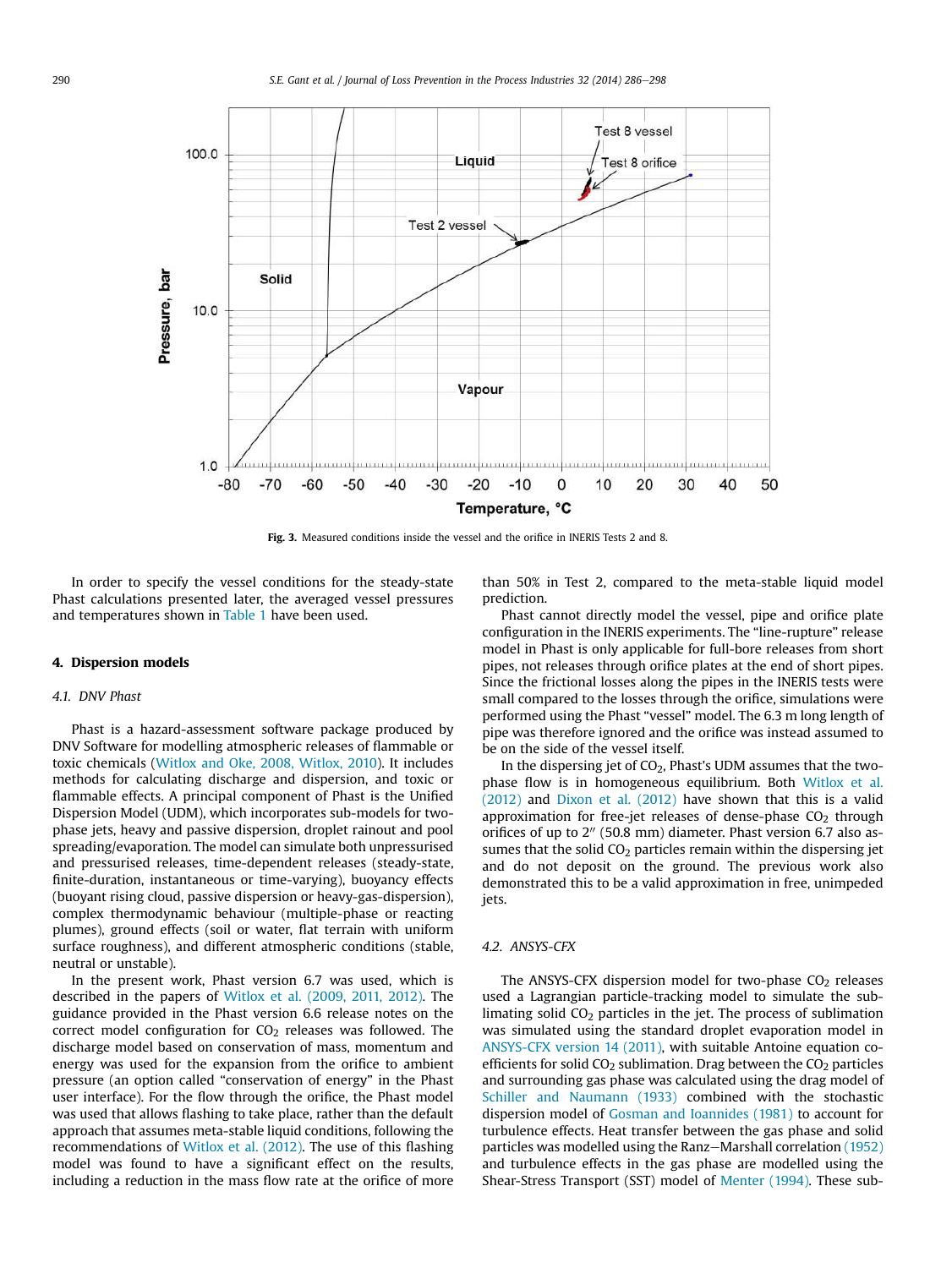Fig. 3. Measured conditions inside the vessel and the orifice in INERIS Tests 2 and 8.

In order to specify the vessel conditions for the steady-state Phast calculations presented later, the averaged vessel pressures and temperatures shown in Table 1 have been used.

## 4. Dispersion models

### 4.1. DNV Phast

Phast is a hazard-assessment software package produced by DNV Software for modelling atmospheric releases of flammable or toxic chemicals (Witlox and Oke, 2008, Witlox, 2010). It includes methods for calculating discharge and dispersion, and toxic or flammable effects. A principal component of Phast is the Unified Dispersion Model (UDM), which incorporates sub-models for two-phase jets, heavy and passive dispersion, droplet rainout and pool spreading/evaporation. The model can simulate both unpressurised and pressurised releases, time-dependent releases (steady-state, finite-duration, instantaneous or time-varying), buoyancy effects (buoyant rising cloud, passive dispersion or heavy-gas-dispersion), complex thermodynamic behaviour (multiple-phase or reacting plumes), ground effects (soil or water, flat terrain with uniform surface roughness), and different atmospheric conditions (stable, neutral or unstable).

In the present work, Phast version 6.7 was used, which is described in the papers of Witlox et al. (2009, 2011, 2012). The guidance provided in the Phast version 6.6 release notes on the correct model configuration for $CO_2$ releases was followed. The discharge model based on conservation of mass, momentum and energy was used for the expansion from the orifice to ambient pressure (an option called "conservation of energy" in the Phast user interface). For the flow through the orifice, the Phast model was used that allows flashing to take place, rather than the default approach that assumes meta-stable liquid conditions, following the recommendations of Witlox et al. (2012). The use of this flashing model was found to have a significant effect on the results, including a reduction in the mass flow rate at the orifice of more than 50% in Test 2, compared to the meta-stable liquid model prediction.

Phast cannot directly model the vessel, pipe and orifice plate configuration in the INERIS experiments. The "line-rupture" release model in Phast is only applicable for full-bore releases from short pipes, not releases through orifice plates at the end of short pipes. Since the frictional losses along the pipes in the INERIS tests were small compared to the losses through the orifice, simulations were performed using the Phast "vessel" model. The 6.3 m long length of pipe was therefore ignored and the orifice was instead assumed to be on the side of the vessel itself.

In the dispersing jet of $CO_2$, Phast's UDM assumes that the two-phase flow is in homogeneous equilibrium. Both Witlox et al. (2012) and Dixon et al. (2012) have shown that this is a valid approximation for free-jet releases of dense-phase $CO_2$ through orifices of up to 2″ (50.8 mm) diameter. Phast version 6.7 also assumes that the solid $CO_2$ particles remain within the dispersing jet and do not deposit on the ground. The previous work also demonstrated this to be a valid approximation in free, unimpeded jets.

### 4.2. ANSYS-CFX

The ANSYS-CFX dispersion model for two-phase $CO_2$ releases used a Lagrangian particle-tracking model to simulate the sublimating solid $CO_2$ particles in the jet. The process of sublimation was simulated using the standard droplet evaporation model in ANSYS-CFX version 14 (2011), with suitable Antoine equation coefficients for solid $CO_2$ sublimation. Drag between the $CO_2$ particles and surrounding gas phase was calculated using the drag model of Schiller and Naumann (1933) combined with the stochastic dispersion model of Gosman and Ioannides (1981) to account for turbulence effects. Heat transfer between the gas phase and solid particles was modelled using the Ranz–Marshall correlation (1952) and turbulence effects in the gas phase are modelled using the Shear-Stress Transport (SST) model of Menter (1994). These sub-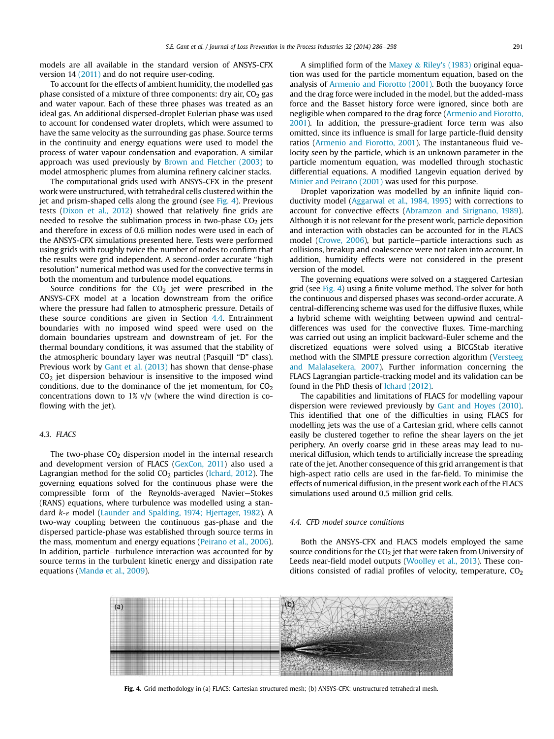models are all available in the standard version of ANSYS-CFX version 14 (2011) and do not require user-coding.

To account for the effects of ambient humidity, the modelled gas phase consisted of a mixture of three components: dry air, $CO_2$ gas and water vapour. Each of these three phases was treated as an ideal gas. An additional dispersed-droplet Eulerian phase was used to account for condensed water droplets, which were assumed to have the same velocity as the surrounding gas phase. Source terms in the continuity and energy equations were used to model the process of water vapour condensation and evaporation. A similar approach was used previously by Brown and Fletcher (2003) to model atmospheric plumes from alumina refinery calciner stacks.

The computational grids used with ANSYS-CFX in the present work were unstructured, with tetrahedral cells clustered within the jet and prism-shaped cells along the ground (see Fig. 4). Previous tests (Dixon et al., 2012) showed that relatively fine grids are needed to resolve the sublimation process in two-phase $CO_2$ jets and therefore in excess of 0.6 million nodes were used in each of the ANSYS-CFX simulations presented here. Tests were performed using grids with roughly twice the number of nodes to confirm that the results were grid independent. A second-order accurate "high resolution" numerical method was used for the convective terms in both the momentum and turbulence model equations.

Source conditions for the $CO_2$ jet were prescribed in the ANSYS-CFX model at a location downstream from the orifice where the pressure had fallen to atmospheric pressure. Details of these source conditions are given in Section 4.4. Entrainment boundaries with no imposed wind speed were used on the domain boundaries upstream and downstream of jet. For the thermal boundary conditions, it was assumed that the stability of the atmospheric boundary layer was neutral (Pasquill "D" class). Previous work by Gant et al. (2013) has shown that dense-phase $CO_2$ jet dispersion behaviour is insensitive to the imposed wind conditions, due to the dominance of the jet momentum, for $CO_2$ concentrations down to 1% v/v (where the wind direction is co-flowing with the jet).

### 4.3. FLACS

The two-phase $CO_2$ dispersion model in the internal research and development version of FLACS (GexCon, 2011) also used a Lagrangian method for the solid $CO_2$ particles (Ichard, 2012). The governing equations solved for the continuous phase were the compressible form of the Reynolds-averaged Navier–Stokes (RANS) equations, where turbulence was modelled using a standard $k$-$\varepsilon$ model (Launder and Spalding, 1974; Hjertager, 1982). A two-way coupling between the continuous gas-phase and the dispersed particle-phase was established through source terms in the mass, momentum and energy equations (Peirano et al., 2006). In addition, particle–turbulence interaction was accounted for by source terms in the turbulent kinetic energy and dissipation rate equations (Mandø et al., 2009).

A simplified form of the Maxey & Riley's (1983) original equation was used for the particle momentum equation, based on the analysis of Armenio and Fiorotto (2001). Both the buoyancy force and the drag force were included in the model, but the added-mass force and the Basset history force were ignored, since both are negligible when compared to the drag force (Armenio and Fiorotto, 2001). In addition, the pressure-gradient force term was also omitted, since its influence is small for large particle-fluid density ratios (Armenio and Fiorotto, 2001). The instantaneous fluid velocity seen by the particle, which is an unknown parameter in the particle momentum equation, was modelled through stochastic differential equations. A modified Langevin equation derived by Minier and Peirano (2001) was used for this purpose.

Droplet vaporization was modelled by an infinite liquid conductivity model (Aggarwal et al., 1984, 1995) with corrections to account for convective effects (Abramzon and Sirignano, 1989). Although it is not relevant for the present work, particle deposition and interaction with obstacles can be accounted for in the FLACS model (Crowe, 2006), but particle–particle interactions such as collisions, breakup and coalescence were not taken into account. In addition, humidity effects were not considered in the present version of the model.

The governing equations were solved on a staggered Cartesian grid (see Fig. 4) using a finite volume method. The solver for both the continuous and dispersed phases was second-order accurate. A central-differencing scheme was used for the diffusive fluxes, while a hybrid scheme with weighting between upwind and central-differences was used for the convective fluxes. Time-marching was carried out using an implicit backward-Euler scheme and the discretized equations were solved using a BICGStab iterative method with the SIMPLE pressure correction algorithm (Versteeg and Malalasekera, 2007). Further information concerning the FLACS Lagrangian particle-tracking model and its validation can be found in the PhD thesis of Ichard (2012).

The capabilities and limitations of FLACS for modelling vapour dispersion were reviewed previously by Gant and Hoyes (2010). This identified that one of the difficulties in using FLACS for modelling jets was the use of a Cartesian grid, where cells cannot easily be clustered together to refine the shear layers on the jet periphery. An overly coarse grid in these areas may lead to numerical diffusion, which tends to artificially increase the spreading rate of the jet. Another consequence of this grid arrangement is that high-aspect ratio cells are used in the far-field. To minimise the effects of numerical diffusion, in the present work each of the FLACS simulations used around 0.5 million grid cells.

### 4.4. CFD model source conditions

Both the ANSYS-CFX and FLACS models employed the same source conditions for the $CO_2$ jet that were taken from University of Leeds near-field model outputs (Woolley et al., 2013). These conditions consisted of radial profiles of velocity, temperature, $CO_2$

**Fig. 4.** Grid methodology in (a) FLACS: Cartesian structured mesh; (b) ANSYS-CFX: unstructured tetrahedral mesh.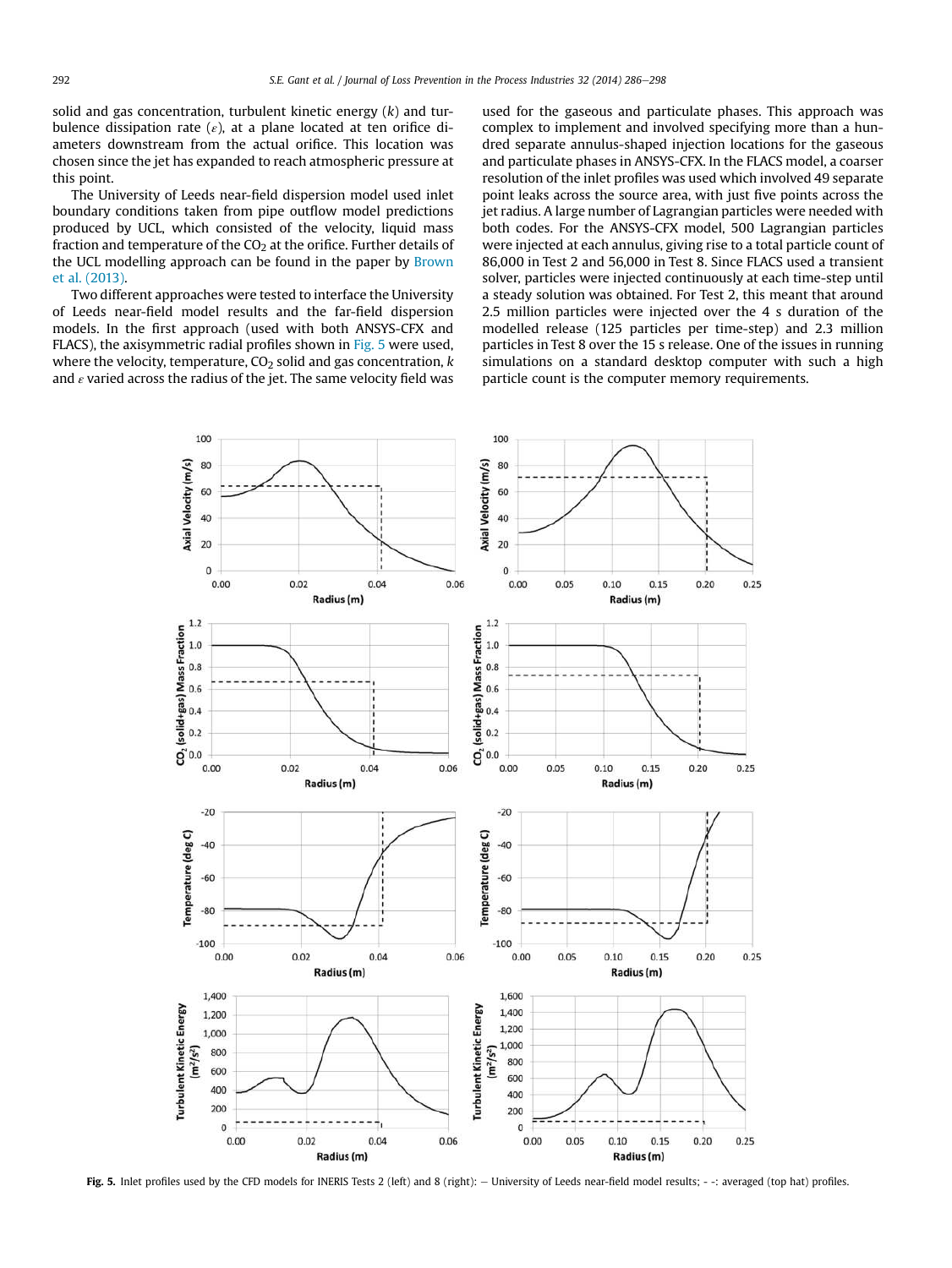solid and gas concentration, turbulent kinetic energy ($k$) and turbulence dissipation rate ($\varepsilon$), at a plane located at ten orifice diameters downstream from the actual orifice. This location was chosen since the jet has expanded to reach atmospheric pressure at this point.

The University of Leeds near-field dispersion model used inlet boundary conditions taken from pipe outflow model predictions produced by UCL, which consisted of the velocity, liquid mass fraction and temperature of the $CO_2$ at the orifice. Further details of the UCL modelling approach can be found in the paper by Brown et al. (2013).

Two different approaches were tested to interface the University of Leeds near-field model results and the far-field dispersion models. In the first approach (used with both ANSYS-CFX and FLACS), the axisymmetric radial profiles shown in Fig. 5 were used, where the velocity, temperature, $CO_2$ solid and gas concentration, $k$ and $\varepsilon$ varied across the radius of the jet. The same velocity field was used for the gaseous and particulate phases. This approach was complex to implement and involved specifying more than a hundred separate annulus-shaped injection locations for the gaseous and particulate phases in ANSYS-CFX. In the FLACS model, a coarser resolution of the inlet profiles was used which involved 49 separate point leaks across the source area, with just five points across the jet radius. A large number of Lagrangian particles were needed with both codes. For the ANSYS-CFX model, 500 Lagrangian particles were injected at each annulus, giving rise to a total particle count of 86,000 in Test 2 and 56,000 in Test 8. Since FLACS used a transient solver, particles were injected continuously at each time-step until a steady solution was obtained. For Test 2, this meant that around 2.5 million particles were injected over the 4 s duration of the modelled release (125 particles per time-step) and 2.3 million particles in Test 8 over the 15 s release. One of the issues in running simulations on a standard desktop computer with such a high particle count is the computer memory requirements.

**Fig. 5.** Inlet profiles used by the CFD models for INERIS Tests 2 (left) and 8 (right): — University of Leeds near-field model results; - -: averaged (top hat) profiles.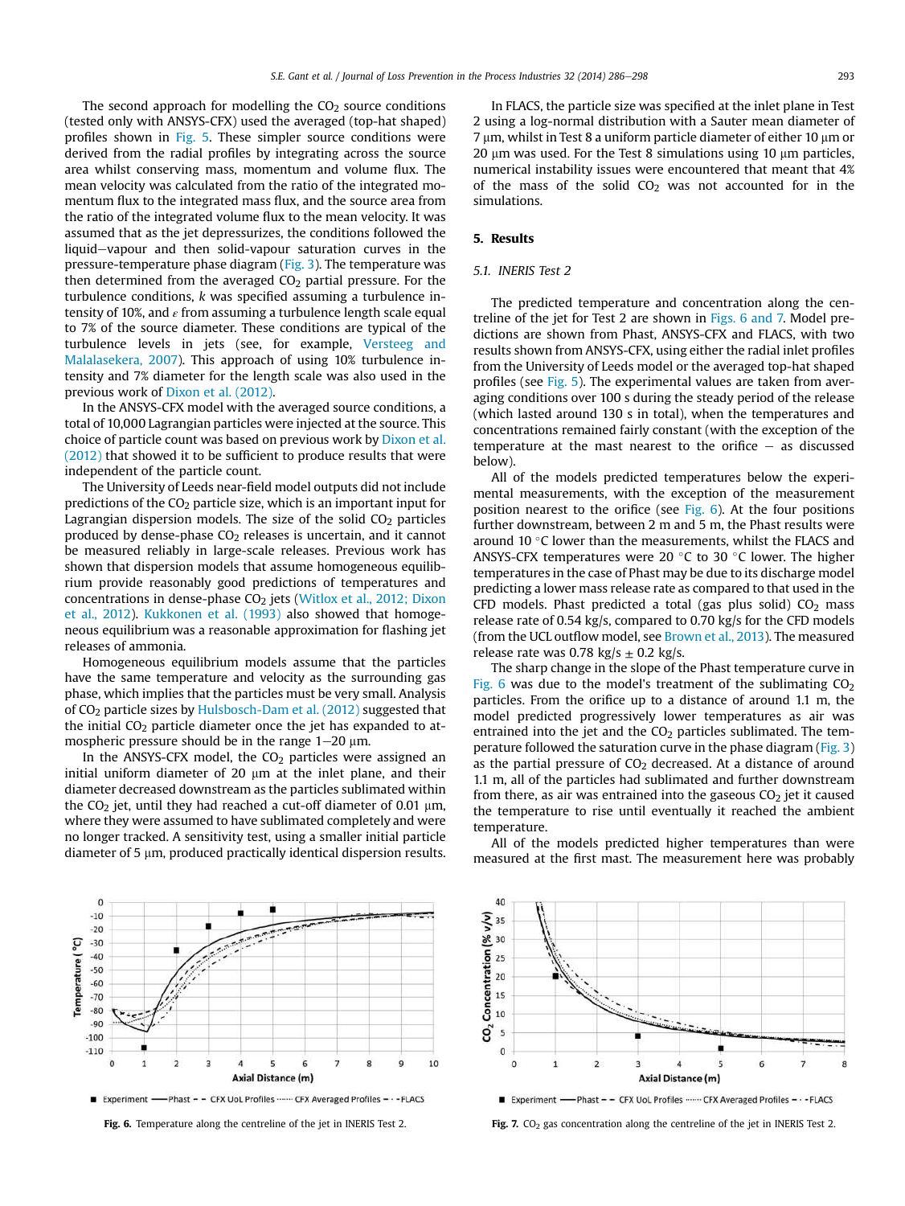The second approach for modelling the $CO_2$ source conditions (tested only with ANSYS-CFX) used the averaged (top-hat shaped) profiles shown in Fig. 5. These simpler source conditions were derived from the radial profiles by integrating across the source area whilst conserving mass, momentum and volume flux. The mean velocity was calculated from the ratio of the integrated momentum flux to the integrated mass flux, and the source area from the ratio of the integrated volume flux to the mean velocity. It was assumed that as the jet depressurizes, the conditions followed the liquid–vapour and then solid-vapour saturation curves in the pressure-temperature phase diagram (Fig. 3). The temperature was then determined from the averaged $CO_2$ partial pressure. For the turbulence conditions, $k$ was specified assuming a turbulence intensity of 10%, and $\varepsilon$ from assuming a turbulence length scale equal to 7% of the source diameter. These conditions are typical of the turbulence levels in jets (see, for example, Versteeg and Malalasekera, 2007). This approach of using 10% turbulence intensity and 7% diameter for the length scale was also used in the previous work of Dixon et al. (2012).

In the ANSYS-CFX model with the averaged source conditions, a total of 10,000 Lagrangian particles were injected at the source. This choice of particle count was based on previous work by Dixon et al. (2012) that showed it to be sufficient to produce results that were independent of the particle count.

The University of Leeds near-field model outputs did not include predictions of the $CO_2$ particle size, which is an important input for Lagrangian dispersion models. The size of the solid $CO_2$ particles produced by dense-phase $CO_2$ releases is uncertain, and it cannot be measured reliably in large-scale releases. Previous work has shown that dispersion models that assume homogeneous equilibrium provide reasonably good predictions of temperatures and concentrations in dense-phase $CO_2$ jets (Witlox et al., 2012; Dixon et al., 2012). Kukkonen et al. (1993) also showed that homogeneous equilibrium was a reasonable approximation for flashing jet releases of ammonia.

Homogeneous equilibrium models assume that the particles have the same temperature and velocity as the surrounding gas phase, which implies that the particles must be very small. Analysis of $CO_2$ particle sizes by Hulsbosch-Dam et al. (2012) suggested that the initial $CO_2$ particle diameter once the jet has expanded to atmospheric pressure should be in the range 1–20 μm.

In the ANSYS-CFX model, the $CO_2$ particles were assigned an initial uniform diameter of 20 μm at the inlet plane, and their diameter decreased downstream as the particles sublimated within the $CO_2$ jet, until they had reached a cut-off diameter of 0.01 μm, where they were assumed to have sublimated completely and were no longer tracked. A sensitivity test, using a smaller initial particle diameter of 5 μm, produced practically identical dispersion results.

In FLACS, the particle size was specified at the inlet plane in Test 2 using a log-normal distribution with a Sauter mean diameter of 7 μm, whilst in Test 8 a uniform particle diameter of either 10 μm or 20 μm was used. For the Test 8 simulations using 10 μm particles, numerical instability issues were encountered that meant that 4% of the mass of the solid $CO_2$ was not accounted for in the simulations.

## 5. Results

### 5.1. INERIS Test 2

The predicted temperature and concentration along the centreline of the jet for Test 2 are shown in Figs. 6 and 7. Model predictions are shown from Phast, ANSYS-CFX and FLACS, with two results shown from ANSYS-CFX, using either the radial inlet profiles from the University of Leeds model or the averaged top-hat shaped profiles (see Fig. 5). The experimental values are taken from averaging conditions over 100 s during the steady period of the release (which lasted around 130 s in total), when the temperatures and concentrations remained fairly constant (with the exception of the temperature at the mast nearest to the orifice – as discussed below).

All of the models predicted temperatures below the experimental measurements, with the exception of the measurement position nearest to the orifice (see Fig. 6). At the four positions further downstream, between 2 m and 5 m, the Phast results were around 10 °C lower than the measurements, whilst the FLACS and ANSYS-CFX temperatures were 20 °C to 30 °C lower. The higher temperatures in the case of Phast may be due to its discharge model predicting a lower mass release rate as compared to that used in the CFD models. Phast predicted a total (gas plus solid) $CO_2$ mass release rate of 0.54 kg/s, compared to 0.70 kg/s for the CFD models (from the UCL outflow model, see Brown et al., 2013). The measured release rate was 0.78 kg/s ± 0.2 kg/s.

The sharp change in the slope of the Phast temperature curve in Fig. 6 was due to the model's treatment of the sublimating $CO_2$ particles. From the orifice up to a distance of around 1.1 m, the model predicted progressively lower temperatures as air was entrained into the jet and the $CO_2$ particles sublimated. The temperature followed the saturation curve in the phase diagram (Fig. 3) as the partial pressure of $CO_2$ decreased. At a distance of around 1.1 m, all of the particles had sublimated and further downstream from there, as air was entrained into the gaseous $CO_2$ jet it caused the temperature to rise until eventually it reached the ambient temperature.

All of the models predicted higher temperatures than were measured at the first mast. The measurement here was probably

Fig. 6. Temperature along the centreline of the jet in INERIS Test 2.

Fig. 7. $CO_2$ gas concentration along the centreline of the jet in INERIS Test 2.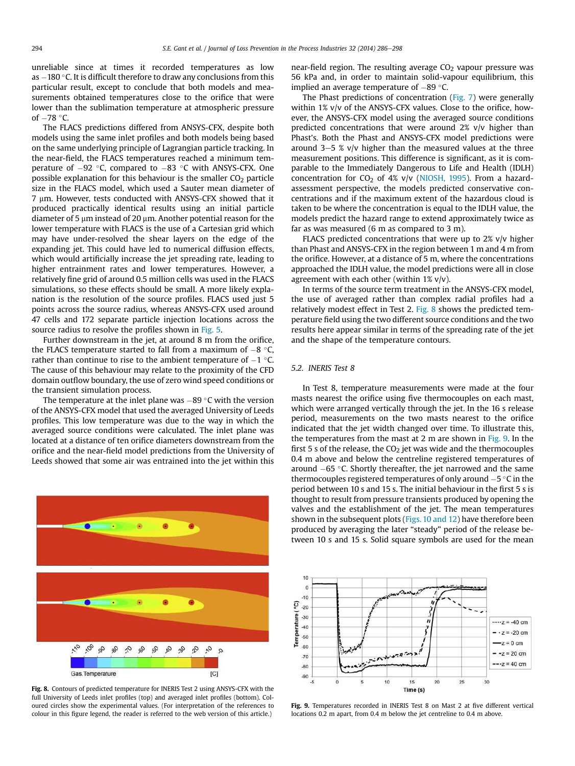unreliable since at times it recorded temperatures as low as −180 °C. It is difficult therefore to draw any conclusions from this particular result, except to conclude that both models and measurements obtained temperatures close to the orifice that were lower than the sublimation temperature at atmospheric pressure of −78 °C.

The FLACS predictions differed from ANSYS-CFX, despite both models using the same inlet profiles and both models being based on the same underlying principle of Lagrangian particle tracking. In the near-field, the FLACS temperatures reached a minimum temperature of −92 °C, compared to −83 °C with ANSYS-CFX. One possible explanation for this behaviour is the smaller $CO_2$ particle size in the FLACS model, which used a Sauter mean diameter of 7 μm. However, tests conducted with ANSYS-CFX showed that it produced practically identical results using an initial particle diameter of 5 μm instead of 20 μm. Another potential reason for the lower temperature with FLACS is the use of a Cartesian grid which may have under-resolved the shear layers on the edge of the expanding jet. This could have led to numerical diffusion effects, which would artificially increase the jet spreading rate, leading to higher entrainment rates and lower temperatures. However, a relatively fine grid of around 0.5 million cells was used in the FLACS simulations, so these effects should be small. A more likely explanation is the resolution of the source profiles. FLACS used just 5 points across the source radius, whereas ANSYS-CFX used around 47 cells and 172 separate particle injection locations across the source radius to resolve the profiles shown in Fig. 5.

Further downstream in the jet, at around 8 m from the orifice, the FLACS temperature started to fall from a maximum of −8 °C, rather than continue to rise to the ambient temperature of −1 °C. The cause of this behaviour may relate to the proximity of the CFD domain outflow boundary, the use of zero wind speed conditions or the transient simulation process.

The temperature at the inlet plane was −89 °C with the version of the ANSYS-CFX model that used the averaged University of Leeds profiles. This low temperature was due to the way in which the averaged source conditions were calculated. The inlet plane was located at a distance of ten orifice diameters downstream from the orifice and the near-field model predictions from the University of Leeds showed that some air was entrained into the jet within this near-field region. The resulting average $CO_2$ vapour pressure was 56 kPa and, in order to maintain solid-vapour equilibrium, this implied an average temperature of −89 °C.

The Phast predictions of concentration (Fig. 7) were generally within 1% v/v of the ANSYS-CFX values. Close to the orifice, however, the ANSYS-CFX model using the averaged source conditions predicted concentrations that were around 2% v/v higher than Phast's. Both the Phast and ANSYS-CFX model predictions were around 3–5 % v/v higher than the measured values at the three measurement positions. This difference is significant, as it is comparable to the Immediately Dangerous to Life and Health (IDLH) concentration for $CO_2$ of 4% v/v (NIOSH, 1995). From a hazard-assessment perspective, the models predicted conservative concentrations and if the maximum extent of the hazardous cloud is taken to be where the concentration is equal to the IDLH value, the models predict the hazard range to extend approximately twice as far as was measured (6 m as compared to 3 m).

FLACS predicted concentrations that were up to 2% v/v higher than Phast and ANSYS-CFX in the region between 1 m and 4 m from the orifice. However, at a distance of 5 m, where the concentrations approached the IDLH value, the model predictions were all in close agreement with each other (within 1% v/v).

In terms of the source term treatment in the ANSYS-CFX model, the use of averaged rather than complex radial profiles had a relatively modest effect in Test 2. Fig. 8 shows the predicted temperature field using the two different source conditions and the two results here appear similar in terms of the spreading rate of the jet and the shape of the temperature contours.

Fig. 8. Contours of predicted temperature for INERIS Test 2 using ANSYS-CFX with the full University of Leeds inlet profiles (top) and averaged inlet profiles (bottom). Coloured circles show the experimental values. (For interpretation of the references to colour in this figure legend, the reader is referred to the web version of this article.)

### 5.2. INERIS Test 8

In Test 8, temperature measurements were made at the four masts nearest the orifice using five thermocouples on each mast, which were arranged vertically through the jet. In the 16 s release period, measurements on the two masts nearest to the orifice indicated that the jet width changed over time. To illustrate this, the temperatures from the mast at 2 m are shown in Fig. 9. In the first 5 s of the release, the $CO_2$ jet was wide and the thermocouples 0.4 m above and below the centreline registered temperatures of around −65 °C. Shortly thereafter, the jet narrowed and the same thermocouples registered temperatures of only around −5 °C in the period between 10 s and 15 s. The initial behaviour in the first 5 s is thought to result from pressure transients produced by opening the valves and the establishment of the jet. The mean temperatures shown in the subsequent plots (Figs. 10 and 12) have therefore been produced by averaging the later "steady" period of the release between 10 s and 15 s. Solid square symbols are used for the mean

Fig. 9. Temperatures recorded in INERIS Test 8 on Mast 2 at five different vertical locations 0.2 m apart, from 0.4 m below the jet centreline to 0.4 m above.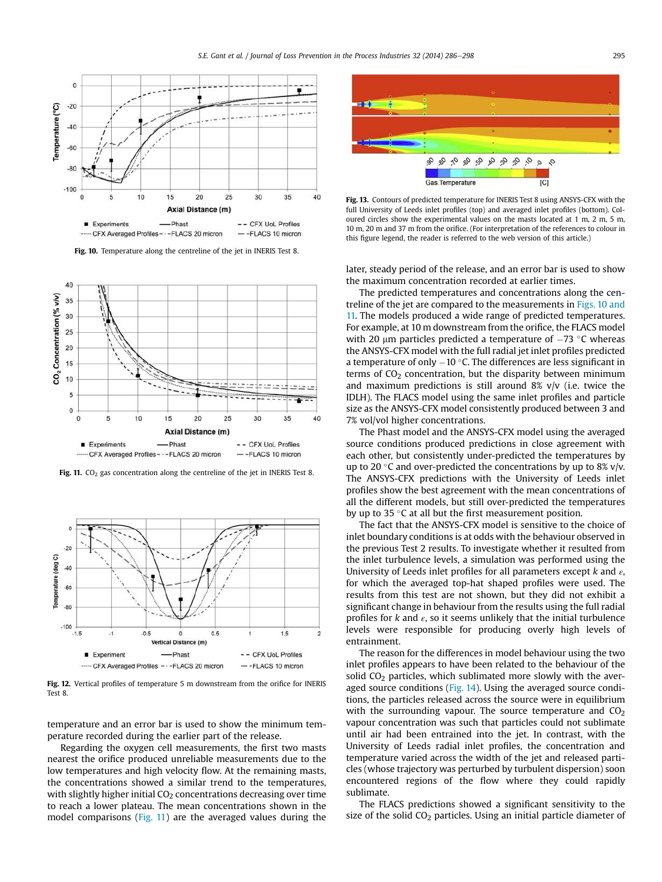Fig. 10. Temperature along the centreline of the jet in INERIS Test 8.

Fig. 11. $CO_2$ gas concentration along the centreline of the jet in INERIS Test 8.

Fig. 12. Vertical profiles of temperature 5 m downstream from the orifice for INERIS Test 8.

temperature and an error bar is used to show the minimum temperature recorded during the earlier part of the release.

Regarding the oxygen cell measurements, the first two masts nearest the orifice produced unreliable measurements due to the low temperatures and high velocity flow. At the remaining masts, the concentrations showed a similar trend to the temperatures, with slightly higher initial $CO_2$ concentrations decreasing over time to reach a lower plateau. The mean concentrations shown in the model comparisons (Fig. 11) are the averaged values during the later, steady period of the release, and an error bar is used to show the maximum concentration recorded at earlier times.

Fig. 13. Contours of predicted temperature for INERIS Test 8 using ANSYS-CFX with the full University of Leeds inlet profiles (top) and averaged inlet profiles (bottom). Coloured circles show the experimental values on the masts located at 1 m, 2 m, 5 m, 10 m, 20 m and 37 m from the orifice. (For interpretation of the references to colour in this figure legend, the reader is referred to the web version of this article.)

The predicted temperatures and concentrations along the centreline of the jet are compared to the measurements in Figs. 10 and 11. The models produced a wide range of predicted temperatures. For example, at 10 m downstream from the orifice, the FLACS model with 20 μm particles predicted a temperature of −73 °C whereas the ANSYS-CFX model with the full radial jet inlet profiles predicted a temperature of only −10 °C. The differences are less significant in terms of $CO_2$ concentration, but the disparity between minimum and maximum predictions is still around 8% v/v (i.e. twice the IDLH). The FLACS model using the same inlet profiles and particle size as the ANSYS-CFX model consistently produced between 3 and 7% vol/vol higher concentrations.

The Phast model and the ANSYS-CFX model using the averaged source conditions produced predictions in close agreement with each other, but consistently under-predicted the temperatures by up to 20 °C and over-predicted the concentrations by up to 8% v/v. The ANSYS-CFX predictions with the University of Leeds inlet profiles show the best agreement with the mean concentrations of all the different models, but still over-predicted the temperatures by up to 35 °C at all but the first measurement position.

The fact that the ANSYS-CFX model is sensitive to the choice of inlet boundary conditions is at odds with the behaviour observed in the previous Test 2 results. To investigate whether it resulted from the inlet turbulence levels, a simulation was performed using the University of Leeds inlet profiles for all parameters except $k$ and $\varepsilon$, for which the averaged top-hat shaped profiles were used. The results from this test are not shown, but they did not exhibit a significant change in behaviour from the results using the full radial profiles for $k$ and $\varepsilon$, so it seems unlikely that the initial turbulence levels were responsible for producing overly high levels of entrainment.

The reason for the differences in model behaviour using the two inlet profiles appears to have been related to the behaviour of the solid $CO_2$ particles, which sublimated more slowly with the averaged source conditions (Fig. 14). Using the averaged source conditions, the particles released across the source were in equilibrium with the surrounding vapour. The source temperature and $CO_2$ vapour concentration was such that particles could not sublimate until air had been entrained into the jet. In contrast, with the University of Leeds radial inlet profiles, the concentration and temperature varied across the width of the jet and released particles (whose trajectory was perturbed by turbulent dispersion) soon encountered regions of the flow where they could rapidly sublimate.

The FLACS predictions showed a significant sensitivity to the size of the solid $CO_2$ particles. Using an initial particle diameter of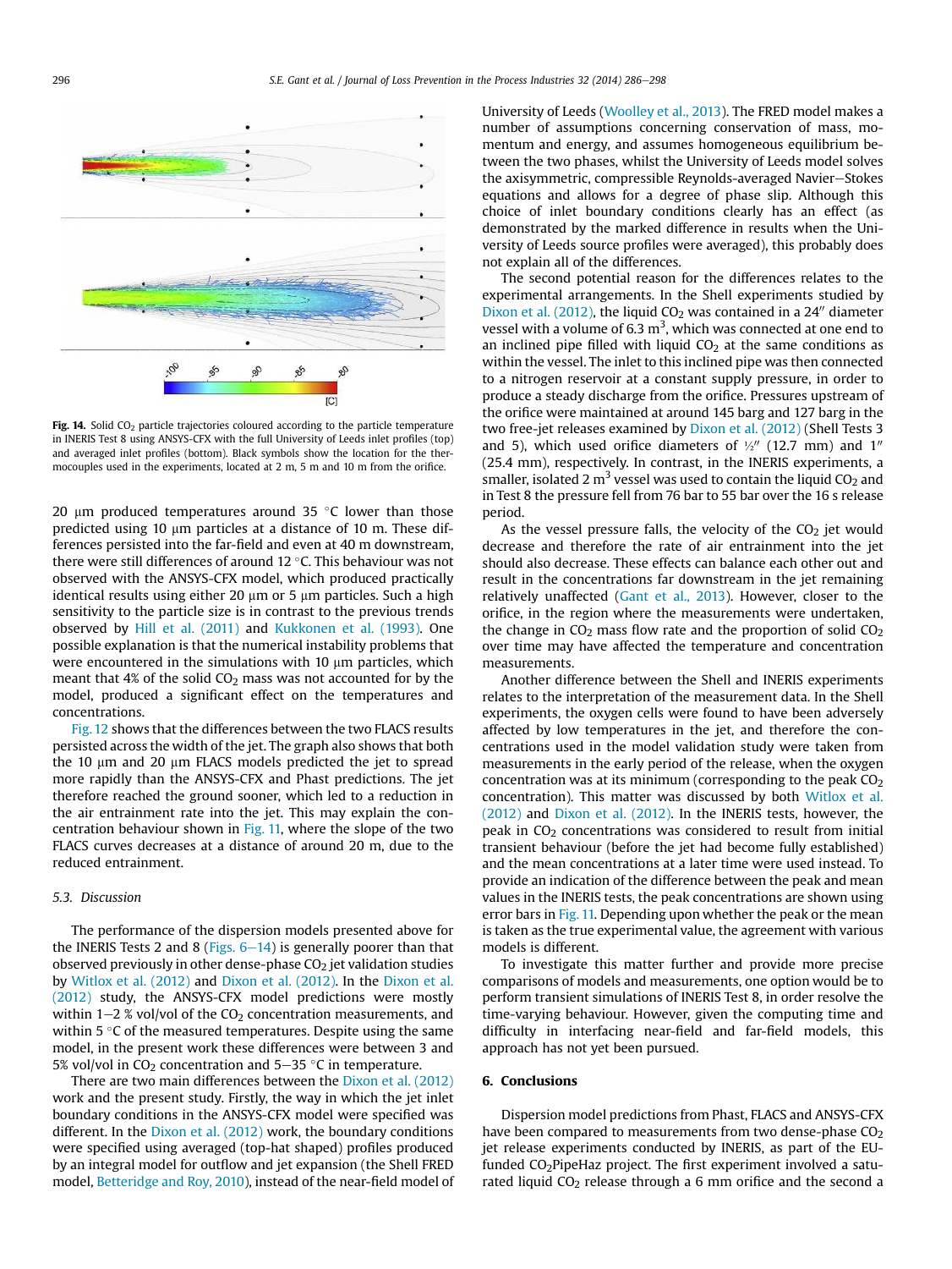Fig. 14. Solid $CO_2$ particle trajectories coloured according to the particle temperature in INERIS Test 8 using ANSYS-CFX with the full University of Leeds inlet profiles (top) and averaged inlet profiles (bottom). Black symbols show the location for the thermocouples used in the experiments, located at 2 m, 5 m and 10 m from the orifice.

20 μm produced temperatures around 35 °C lower than those predicted using 10 μm particles at a distance of 10 m. These differences persisted into the far-field and even at 40 m downstream, there were still differences of around 12 °C. This behaviour was not observed with the ANSYS-CFX model, which produced practically identical results using either 20 μm or 5 μm particles. Such a high sensitivity to the particle size is in contrast to the previous trends observed by Hill et al. (2011) and Kukkonen et al. (1993). One possible explanation is that the numerical instability problems that were encountered in the simulations with 10 μm particles, which meant that 4% of the solid $CO_2$ mass was not accounted for by the model, produced a significant effect on the temperatures and concentrations.

Fig. 12 shows that the differences between the two FLACS results persisted across the width of the jet. The graph also shows that both the 10 μm and 20 μm FLACS models predicted the jet to spread more rapidly than the ANSYS-CFX and Phast predictions. The jet therefore reached the ground sooner, which led to a reduction in the air entrainment rate into the jet. This may explain the concentration behaviour shown in Fig. 11, where the slope of the two FLACS curves decreases at a distance of around 20 m, due to the reduced entrainment.

### 5.3. Discussion

The performance of the dispersion models presented above for the INERIS Tests 2 and 8 (Figs. 6–14) is generally poorer than that observed previously in other dense-phase $CO_2$ jet validation studies by Witlox et al. (2012) and Dixon et al. (2012). In the Dixon et al. (2012) study, the ANSYS-CFX model predictions were mostly within 1–2 % vol/vol of the $CO_2$ concentration measurements, and within 5 °C of the measured temperatures. Despite using the same model, in the present work these differences were between 3 and 5% vol/vol in $CO_2$ concentration and 5–35 °C in temperature.

There are two main differences between the Dixon et al. (2012) work and the present study. Firstly, the way in which the jet inlet boundary conditions in the ANSYS-CFX model were specified was different. In the Dixon et al. (2012) work, the boundary conditions were specified using averaged (top-hat shaped) profiles produced by an integral model for outflow and jet expansion (the Shell FRED model, Betteridge and Roy, 2010), instead of the near-field model of University of Leeds (Woolley et al., 2013). The FRED model makes a number of assumptions concerning conservation of mass, momentum and energy, and assumes homogeneous equilibrium between the two phases, whilst the University of Leeds model solves the axisymmetric, compressible Reynolds-averaged Navier–Stokes equations and allows for a degree of phase slip. Although this choice of inlet boundary conditions clearly has an effect (as demonstrated by the marked difference in results when the University of Leeds source profiles were averaged), this probably does not explain all of the differences.

The second potential reason for the differences relates to the experimental arrangements. In the Shell experiments studied by Dixon et al. (2012), the liquid $CO_2$ was contained in a 24″ diameter vessel with a volume of 6.3 $m^3$, which was connected at one end to an inclined pipe filled with liquid $CO_2$ at the same conditions as within the vessel. The inlet to this inclined pipe was then connected to a nitrogen reservoir at a constant supply pressure, in order to produce a steady discharge from the orifice. Pressures upstream of the orifice were maintained at around 145 barg and 127 barg in the two free-jet releases examined by Dixon et al. (2012) (Shell Tests 3 and 5), which used orifice diameters of ½″ (12.7 mm) and 1″ (25.4 mm), respectively. In contrast, in the INERIS experiments, a smaller, isolated 2 $m^3$ vessel was used to contain the liquid $CO_2$ and in Test 8 the pressure fell from 76 bar to 55 bar over the 16 s release period.

As the vessel pressure falls, the velocity of the $CO_2$ jet would decrease and therefore the rate of air entrainment into the jet should also decrease. These effects can balance each other out and result in the concentrations far downstream in the jet remaining relatively unaffected (Gant et al., 2013). However, closer to the orifice, in the region where the measurements were undertaken, the change in $CO_2$ mass flow rate and the proportion of solid $CO_2$ over time may have affected the temperature and concentration measurements.

Another difference between the Shell and INERIS experiments relates to the interpretation of the measurement data. In the Shell experiments, the oxygen cells were found to have been adversely affected by low temperatures in the jet, and therefore the concentrations used in the model validation study were taken from measurements in the early period of the release, when the oxygen concentration was at its minimum (corresponding to the peak $CO_2$ concentration). This matter was discussed by both Witlox et al. (2012) and Dixon et al. (2012). In the INERIS tests, however, the peak in $CO_2$ concentrations was considered to result from initial transient behaviour (before the jet had become fully established) and the mean concentrations at a later time were used instead. To provide an indication of the difference between the peak and mean values in the INERIS tests, the peak concentrations are shown using error bars in Fig. 11. Depending upon whether the peak or the mean is taken as the true experimental value, the agreement with various models is different.

To investigate this matter further and provide more precise comparisons of models and measurements, one option would be to perform transient simulations of INERIS Test 8, in order resolve the time-varying behaviour. However, given the computing time and difficulty in interfacing near-field and far-field models, this approach has not yet been pursued.

## 6. Conclusions

Dispersion model predictions from Phast, FLACS and ANSYS-CFX have been compared to measurements from two dense-phase $CO_2$ jet release experiments conducted by INERIS, as part of the EU-funded $CO_2$PipeHaz project. The first experiment involved a saturated liquid $CO_2$ release through a 6 mm orifice and the second a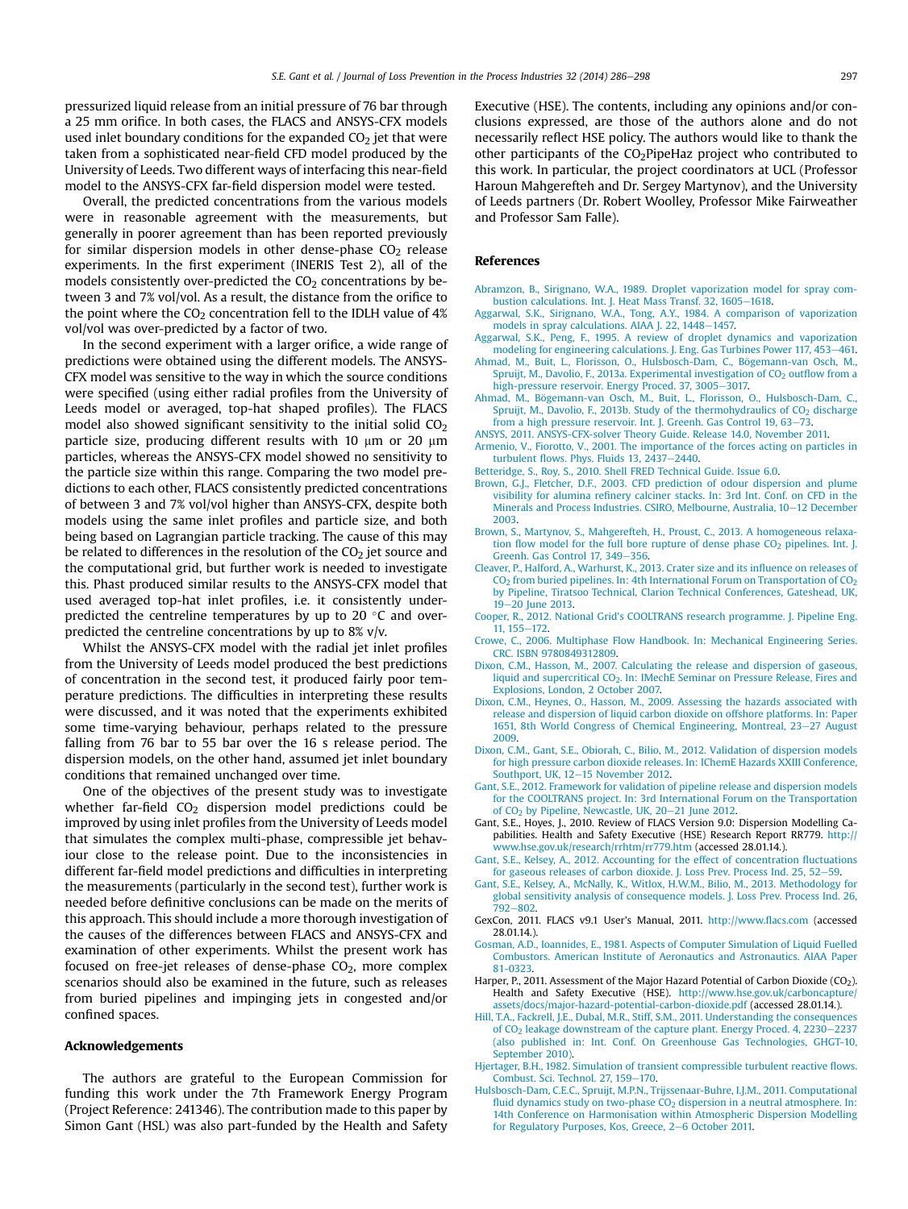pressurized liquid release from an initial pressure of 76 bar through a 25 mm orifice. In both cases, the FLACS and ANSYS-CFX models used inlet boundary conditions for the expanded $CO_2$ jet that were taken from a sophisticated near-field CFD model produced by the University of Leeds. Two different ways of interfacing this near-field model to the ANSYS-CFX far-field dispersion model were tested.

Overall, the predicted concentrations from the various models were in reasonable agreement with the measurements, but generally in poorer agreement than has been reported previously for similar dispersion models in other dense-phase $CO_2$ release experiments. In the first experiment (INERIS Test 2), all of the models consistently over-predicted the $CO_2$ concentrations by between 3 and 7% vol/vol. As a result, the distance from the orifice to the point where the $CO_2$ concentration fell to the IDLH value of 4% vol/vol was over-predicted by a factor of two.

In the second experiment with a larger orifice, a wide range of predictions were obtained using the different models. The ANSYS-CFX model was sensitive to the way in which the source conditions were specified (using either radial profiles from the University of Leeds model or averaged, top-hat shaped profiles). The FLACS model also showed significant sensitivity to the initial solid $CO_2$ particle size, producing different results with 10 μm or 20 μm particles, whereas the ANSYS-CFX model showed no sensitivity to the particle size within this range. Comparing the two model predictions to each other, FLACS consistently predicted concentrations of between 3 and 7% vol/vol higher than ANSYS-CFX, despite both models using the same inlet profiles and particle size, and both being based on Lagrangian particle tracking. The cause of this may be related to differences in the resolution of the $CO_2$ jet source and the computational grid, but further work is needed to investigate this. Phast produced similar results to the ANSYS-CFX model that used averaged top-hat inlet profiles, i.e. it consistently under-predicted the centreline temperatures by up to 20 °C and over-predicted the centreline concentrations by up to 8% v/v.

Whilst the ANSYS-CFX model with the radial jet inlet profiles from the University of Leeds model produced the best predictions of concentration in the second test, it produced fairly poor temperature predictions. The difficulties in interpreting these results were discussed, and it was noted that the experiments exhibited some time-varying behaviour, perhaps related to the pressure falling from 76 bar to 55 bar over the 16 s release period. The dispersion models, on the other hand, assumed jet inlet boundary conditions that remained unchanged over time.

One of the objectives of the present study was to investigate whether far-field $CO_2$ dispersion model predictions could be improved by using inlet profiles from the University of Leeds model that simulates the complex multi-phase, compressible jet behaviour close to the release point. Due to the inconsistencies in different far-field model predictions and difficulties in interpreting the measurements (particularly in the second test), further work is needed before definitive conclusions can be made on the merits of this approach. This should include a more thorough investigation of the causes of the differences between FLACS and ANSYS-CFX and examination of other experiments. Whilst the present work has focused on free-jet releases of dense-phase $CO_2$, more complex scenarios should also be examined in the future, such as releases from buried pipelines and impinging jets in congested and/or confined spaces.

## Acknowledgements

The authors are grateful to the European Commission for funding this work under the 7th Framework Energy Program (Project Reference: 241346). The contribution made to this paper by Simon Gant (HSL) was also part-funded by the Health and Safety Executive (HSE). The contents, including any opinions and/or conclusions expressed, are those of the authors alone and do not necessarily reflect HSE policy. The authors would like to thank the other participants of the $CO_2$PipeHaz project who contributed to this work. In particular, the project coordinators at UCL (Professor Haroun Mahgerefteh and Dr. Sergey Martynov), and the University of Leeds partners (Dr. Robert Woolley, Professor Mike Fairweather and Professor Sam Falle).

## References

Abramzon, B., Sirignano, W.A., 1989. Droplet vaporization model for spray combustion calculations. Int. J. Heat Mass Transf. 32, 1605–1618.

Aggarwal, S.K., Sirignano, W.A., Tong, A.Y., 1984. A comparison of vaporization models in spray calculations. AIAA J. 22, 1448–1457.

Aggarwal, S.K., Peng, F., 1995. A review of droplet dynamics and vaporization modeling for engineering calculations. J. Eng. Gas Turbines Power 117, 453–461.

Ahmad, M., Buit, L., Florisson, O., Hulsbosch-Dam, C., Bögemann-van Osch, M., Spruijt, M., Davolio, F., 2013a. Experimental investigation of $CO_2$ outflow from a high-pressure reservoir. Energy Proced. 37, 3005–3017.

Ahmad, M., Bögemann-van Osch, M., Buit, L., Florisson, O., Hulsbosch-Dam, C., Spruijt, M., Davolio, F., 2013b. Study of the thermohydraulics of $CO_2$ discharge from a high pressure reservoir. Int. J. Greenh. Gas Control 19, 63–73.

ANSYS, 2011. ANSYS-CFX-solver Theory Guide. Release 14.0, November 2011.

Armenio, V., Fiorotto, V., 2001. The importance of the forces acting on particles in turbulent flows. Phys. Fluids 13, 2437–2440.

Betteridge, S., Roy, S., 2010. Shell FRED Technical Guide. Issue 6.0.

Brown, G.J., Fletcher, D.F., 2003. CFD prediction of odour dispersion and plume visibility for alumina refinery calciner stacks. In: 3rd Int. Conf. on CFD in the Minerals and Process Industries. CSIRO, Melbourne, Australia, 10–12 December 2003.

Brown, S., Martynov, S., Mahgerefteh, H., Proust, C., 2013. A homogeneous relaxation flow model for the full bore rupture of dense phase $CO_2$ pipelines. Int. J. Greenh. Gas Control 17, 349–356.

Cleaver, P., Halford, A., Warhurst, K., 2013. Crater size and its influence on releases of $CO_2$ from buried pipelines. In: 4th International Forum on Transportation of $CO_2$ by Pipeline, Tiratsoo Technical, Clarion Technical Conferences, Gateshead, UK, 19–20 June 2013.

Cooper, R., 2012. National Grid's COOLTRANS research programme. J. Pipeline Eng. 11, 155–172.

Crowe, C., 2006. Multiphase Flow Handbook. In: Mechanical Engineering Series. CRC. ISBN 9780849312809.

Dixon, C.M., Hasson, M., 2007. Calculating the release and dispersion of gaseous, liquid and supercritical $CO_2$. In: IMechE Seminar on Pressure Release, Fires and Explosions, London, 2 October 2007.

Dixon, C.M., Heynes, O., Hasson, M., 2009. Assessing the hazards associated with release and dispersion of liquid carbon dioxide on offshore platforms. In: Paper 1651, 8th World Congress of Chemical Engineering, Montreal, 23–27 August 2009.

Dixon, C.M., Gant, S.E., Obiorah, C., Bilio, M., 2012. Validation of dispersion models for high pressure carbon dioxide releases. In: IChemE Hazards XXIII Conference, Southport, UK, 12–15 November 2012.

Gant, S.E., 2012. Framework for validation of pipeline release and dispersion models for the COOLTRANS project. In: 3rd International Forum on the Transportation of $CO_2$ by Pipeline, Newcastle, UK, 20–21 June 2012.

Gant, S.E., Hoyes, J., 2010. Review of FLACS Version 9.0: Dispersion Modelling Capabilities. Health and Safety Executive (HSE) Research Report RR779. http://www.hse.gov.uk/research/rrhtm/rr779.htm (accessed 28.01.14.).

Gant, S.E., Kelsey, A., 2012. Accounting for the effect of concentration fluctuations for gaseous releases of carbon dioxide. J. Loss Prev. Process Ind. 25, 52–59.

Gant, S.E., Kelsey, A., McNally, K., Witlox, H.W.M., Bilio, M., 2013. Methodology for global sensitivity analysis of consequence models. J. Loss Prev. Process Ind. 26, 792–802.

GexCon, 2011. FLACS v9.1 User's Manual, 2011. http://www.flacs.com (accessed 28.01.14.).

Gosman, A.D., Ioannides, E., 1981. Aspects of Computer Simulation of Liquid Fuelled Combustors. American Institute of Aeronautics and Astronautics. AIAA Paper 81-0323.

Harper, P., 2011. Assessment of the Major Hazard Potential of Carbon Dioxide ($CO_2$). Health and Safety Executive (HSE). http://www.hse.gov.uk/carboncapture/assets/docs/major-hazard-potential-carbon-dioxide.pdf (accessed 28.01.14.).

Hill, T.A., Fackrell, J.E., Dubal, M.R., Stiff, S.M., 2011. Understanding the consequences of $CO_2$ leakage downstream of the capture plant. Energy Proced. 4, 2230–2237 (also published in: Int. Conf. On Greenhouse Gas Technologies, GHGT-10, September 2010).

Hjertager, B.H., 1982. Simulation of transient compressible turbulent reactive flows. Combust. Sci. Technol. 27, 159–170.

Hulsbosch-Dam, C.E.C., Spruijt, M.P.N., Trijssenaar-Buhre, I.J.M., 2011. Computational fluid dynamics study on two-phase $CO_2$ dispersion in a neutral atmosphere. In: 14th Conference on Harmonisation within Atmospheric Dispersion Modelling for Regulatory Purposes, Kos, Greece, 2–6 October 2011.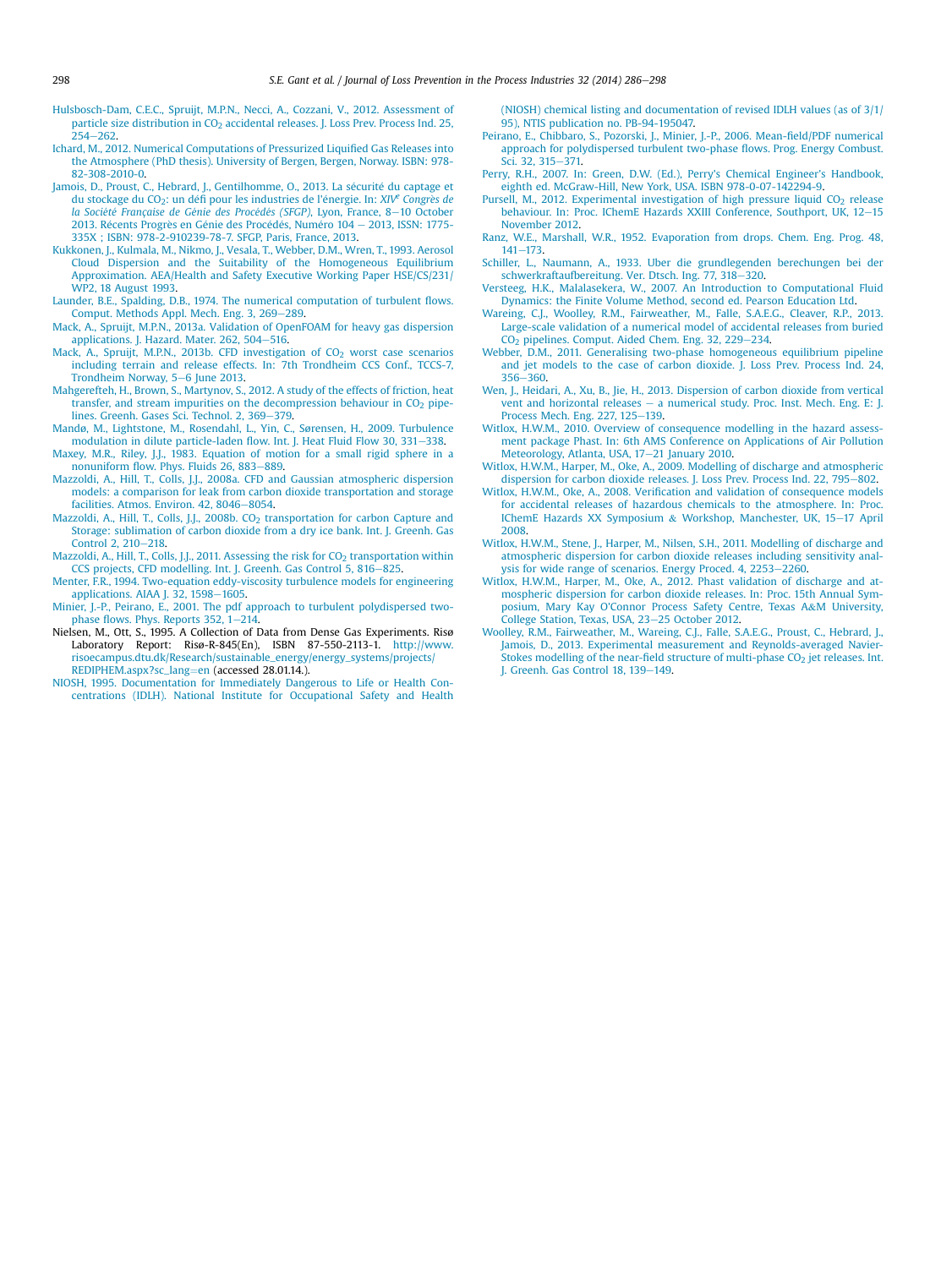Hulsbosch-Dam, C.E.C., Spruijt, M.P.N., Necci, A., Cozzani, V., 2012. Assessment of particle size distribution in $CO_2$ accidental releases. J. Loss Prev. Process Ind. 25, 254–262.

Ichard, M., 2012. Numerical Computations of Pressurized Liquified Gas Releases into the Atmosphere (PhD thesis). University of Bergen, Bergen, Norway. ISBN: 978-82-308-2010-0.

Jamois, D., Proust, C., Hebrard, J., Gentilhomme, O., 2013. La sécurité du captage et du stockage du $CO_2$: un défi pour les industries de l'énergie. In: *XIV$^e$ Congrès de la Société Française de Génie des Procédés (SFGP)*, Lyon, France, 8–10 October 2013. Récents Progrès en Génie des Procédés, Numéro 104 – 2013, ISSN: 1775-335X ; ISBN: 978-2-910239-78-7. SFGP, Paris, France, 2013.

Kukkonen, J., Kulmala, M., Nikmo, J., Vesala, T., Webber, D.M., Wren, T., 1993. Aerosol Cloud Dispersion and the Suitability of the Homogeneous Equilibrium Approximation. AEA/Health and Safety Executive Working Paper HSE/CS/231/WP2, 18 August 1993.

Launder, B.E., Spalding, D.B., 1974. The numerical computation of turbulent flows. Comput. Methods Appl. Mech. Eng. 3, 269–289.

Mack, A., Spruijt, M.P.N., 2013a. Validation of OpenFOAM for heavy gas dispersion applications. J. Hazard. Mater. 262, 504–516.

Mack, A., Spruijt, M.P.N., 2013b. CFD investigation of $CO_2$ worst case scenarios including terrain and release effects. In: 7th Trondheim CCS Conf., TCCS-7, Trondheim Norway, 5–6 June 2013.

Mahgerefteh, H., Brown, S., Martynov, S., 2012. A study of the effects of friction, heat transfer, and stream impurities on the decompression behaviour in $CO_2$ pipelines. Greenh. Gases Sci. Technol. 2, 369–379.

Mandø, M., Lightstone, M., Rosendahl, L., Yin, C., Sørensen, H., 2009. Turbulence modulation in dilute particle-laden flow. Int. J. Heat Fluid Flow 30, 331–338.

Maxey, M.R., Riley, J.J., 1983. Equation of motion for a small rigid sphere in a nonuniform flow. Phys. Fluids 26, 883–889.

Mazzoldi, A., Hill, T., Colls, J.J., 2008a. CFD and Gaussian atmospheric dispersion models: a comparison for leak from carbon dioxide transportation and storage facilities. Atmos. Environ. 42, 8046–8054.

Mazzoldi, A., Hill, T., Colls, J.J., 2008b. $CO_2$ transportation for carbon Capture and Storage: sublimation of carbon dioxide from a dry ice bank. Int. J. Greenh. Gas Control 2, 210–218.

Mazzoldi, A., Hill, T., Colls, J.J., 2011. Assessing the risk for $CO_2$ transportation within CCS projects, CFD modelling. Int. J. Greenh. Gas Control 5, 816–825.

Menter, F.R., 1994. Two-equation eddy-viscosity turbulence models for engineering applications. AIAA J. 32, 1598–1605.

Minier, J.-P., Peirano, E., 2001. The pdf approach to turbulent polydispersed two-phase flows. Phys. Reports 352, 1–214.

Nielsen, M., Ott, S., 1995. A Collection of Data from Dense Gas Experiments. Risø Laboratory Report: Risø-R-845(En), ISBN 87-550-2113-1. http://www.risoecampus.dtu.dk/Research/sustainable_energy/energy_systems/projects/REDIPHEM.aspx?sc_lang=en (accessed 28.01.14.).

NIOSH, 1995. Documentation for Immediately Dangerous to Life or Health Concentrations (IDLH). National Institute for Occupational Safety and Health (NIOSH) chemical listing and documentation of revised IDLH values (as of 3/1/95), NTIS publication no. PB-94-195047.

Peirano, E., Chibbaro, S., Pozorski, J., Minier, J.-P., 2006. Mean-field/PDF numerical approach for polydispersed turbulent two-phase flows. Prog. Energy Combust. Sci. 32, 315–371.

Perry, R.H., 2007. In: Green, D.W. (Ed.), Perry's Chemical Engineer's Handbook, eighth ed. McGraw-Hill, New York, USA. ISBN 978-0-07-142294-9.

Pursell, M., 2012. Experimental investigation of high pressure liquid $CO_2$ release behaviour. In: Proc. IChemE Hazards XXIII Conference, Southport, UK, 12–15 November 2012.

Ranz, W.E., Marshall, W.R., 1952. Evaporation from drops. Chem. Eng. Prog. 48, 141–173.

Schiller, L., Naumann, A., 1933. Uber die grundlegenden berechungen bei der schwerkraftaufbereitung. Ver. Dtsch. Ing. 77, 318–320.

Versteeg, H.K., Malalasekera, W., 2007. An Introduction to Computational Fluid Dynamics: the Finite Volume Method, second ed. Pearson Education Ltd.

Wareing, C.J., Woolley, R.M., Fairweather, M., Falle, S.A.E.G., Cleaver, R.P., 2013. Large-scale validation of a numerical model of accidental releases from buried $CO_2$ pipelines. Comput. Aided Chem. Eng. 32, 229–234.

Webber, D.M., 2011. Generalising two-phase homogeneous equilibrium pipeline and jet models to the case of carbon dioxide. J. Loss Prev. Process Ind. 24, 356–360.

Wen, J., Heidari, A., Xu, B., Jie, H., 2013. Dispersion of carbon dioxide from vertical vent and horizontal releases – a numerical study. Proc. Inst. Mech. Eng. E: J. Process Mech. Eng. 227, 125–139.

Witlox, H.W.M., 2010. Overview of consequence modelling in the hazard assessment package Phast. In: 6th AMS Conference on Applications of Air Pollution Meteorology, Atlanta, USA, 17–21 January 2010.

Witlox, H.W.M., Harper, M., Oke, A., 2009. Modelling of discharge and atmospheric dispersion for carbon dioxide releases. J. Loss Prev. Process Ind. 22, 795–802.

Witlox, H.W.M., Oke, A., 2008. Verification and validation of consequence models for accidental releases of hazardous chemicals to the atmosphere. In: Proc. IChemE Hazards XX Symposium & Workshop, Manchester, UK, 15–17 April 2008.

Witlox, H.W.M., Stene, J., Harper, M., Nilsen, S.H., 2011. Modelling of discharge and atmospheric dispersion for carbon dioxide releases including sensitivity analysis for wide range of scenarios. Energy Proced. 4, 2253–2260.

Witlox, H.W.M., Harper, M., Oke, A., 2012. Phast validation of discharge and atmospheric dispersion for carbon dioxide releases. In: Proc. 15th Annual Symposium, Mary Kay O'Connor Process Safety Centre, Texas A&M University, College Station, Texas, USA, 23–25 October 2012.

Woolley, R.M., Fairweather, M., Wareing, C.J., Falle, S.A.E.G., Proust, C., Hebrard, J., Jamois, D., 2013. Experimental measurement and Reynolds-averaged Navier-Stokes modelling of the near-field structure of multi-phase $CO_2$ jet releases. Int. J. Greenh. Gas Control 18, 139–149.